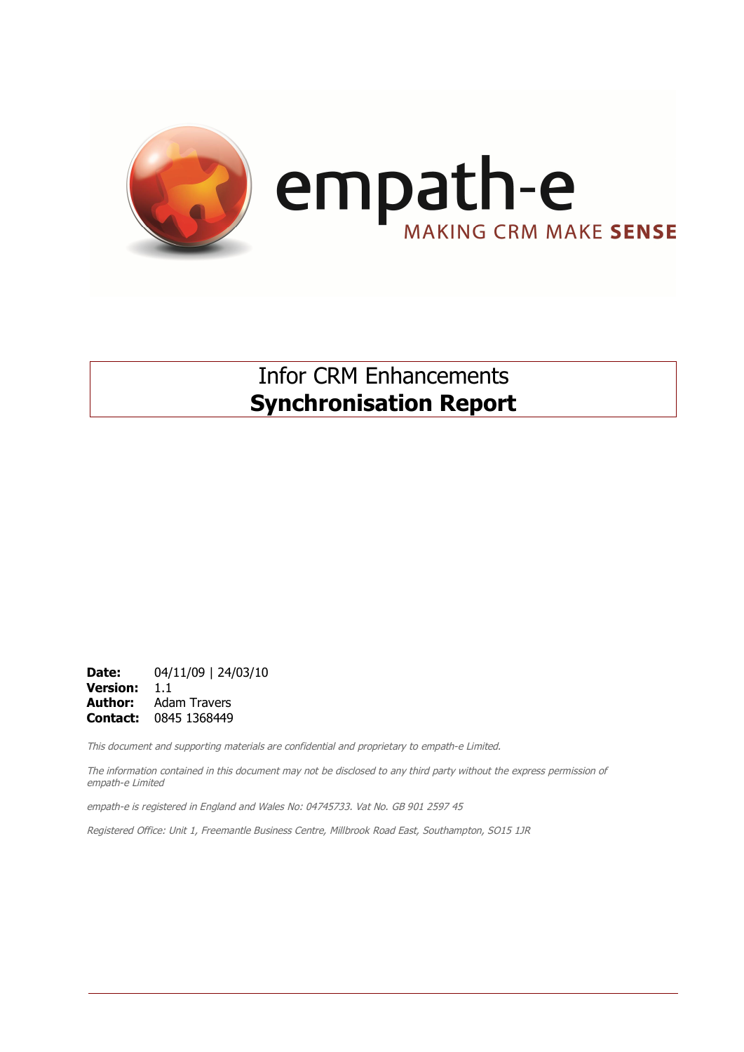empath-e

MAKING CRM MAKE **SENSE**

# Infor CRM Enhancements
# **Synchronisation Report**

**Date:** 04/11/09 | 24/03/10
**Version:** 1.1
**Author:** Adam Travers
**Contact:** 0845 1368449

*This document and supporting materials are confidential and proprietary to empath-e Limited.*

*The information contained in this document may not be disclosed to any third party without the express permission of empath-e Limited*

*empath-e is registered in England and Wales No: 04745733. Vat No. GB 901 2597 45*

*Registered Office: Unit 1, Freemantle Business Centre, Millbrook Road East, Southampton, SO15 1JR*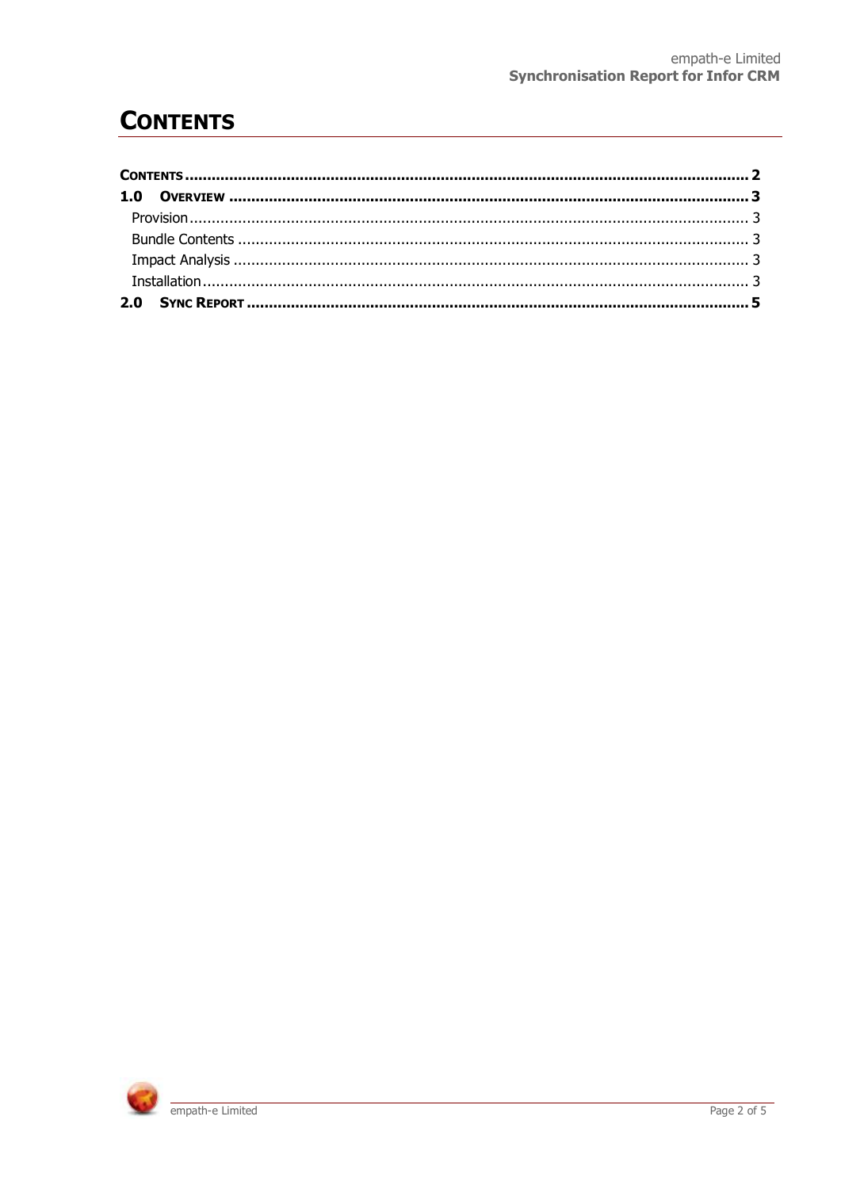# CONTENTS

CONTENTS ..... 2

1.0 OVERVIEW ..... 3

- Provision ..... 3
- Bundle Contents ..... 3
- Impact Analysis ..... 3
- Installation ..... 3

2.0 SYNC REPORT ..... 5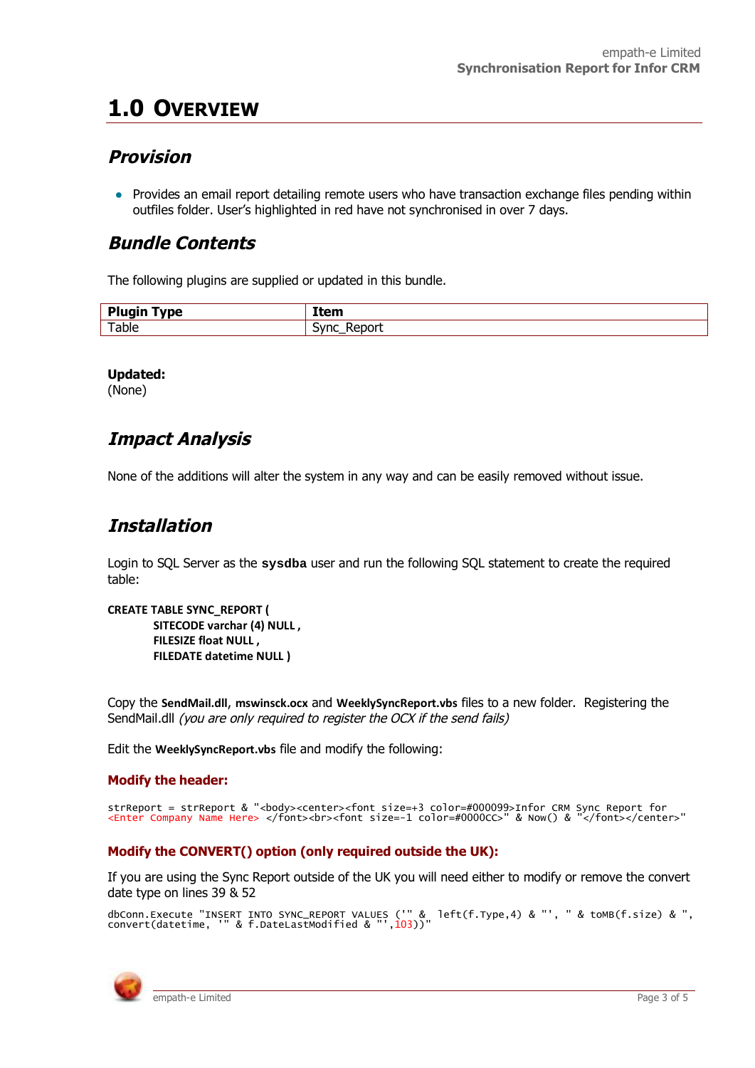# 1.0 Overview

## Provision

- Provides an email report detailing remote users who have transaction exchange files pending within outfiles folder. User's highlighted in red have not synchronised in over 7 days.

## Bundle Contents

The following plugins are supplied or updated in this bundle.

| Plugin Type | Item |
|---|---|
| Table | Sync_Report |

**Updated:**
(None)

## Impact Analysis

None of the additions will alter the system in any way and can be easily removed without issue.

## Installation

Login to SQL Server as the **sysdba** user and run the following SQL statement to create the required table:

```
CREATE TABLE SYNC_REPORT (
        SITECODE varchar (4) NULL ,
        FILESIZE float NULL ,
        FILEDATE datetime NULL )
```

Copy the **SendMail.dll**, **mswinsck.ocx** and **WeeklySyncReport.vbs** files to a new folder. Registering the SendMail.dll *(you are only required to register the OCX if the send fails)*

Edit the **WeeklySyncReport.vbs** file and modify the following:

**Modify the header:**

```
strReport = strReport & "<body><center><font size=+3 color=#000099>Infor CRM Sync Report for <Enter Company Name Here> </font><br><font size=-1 color=#0000CC>" & Now() & "</font></center>"
```

**Modify the CONVERT() option (only required outside the UK):**

If you are using the Sync Report outside of the UK you will need either to modify or remove the convert date type on lines 39 & 52

```
dbConn.Execute "INSERT INTO SYNC_REPORT VALUES ('" &  left(f.Type,4) & "', " & toMB(f.size) & ", convert(datetime, '" & f.DateLastModified & "',103))"
```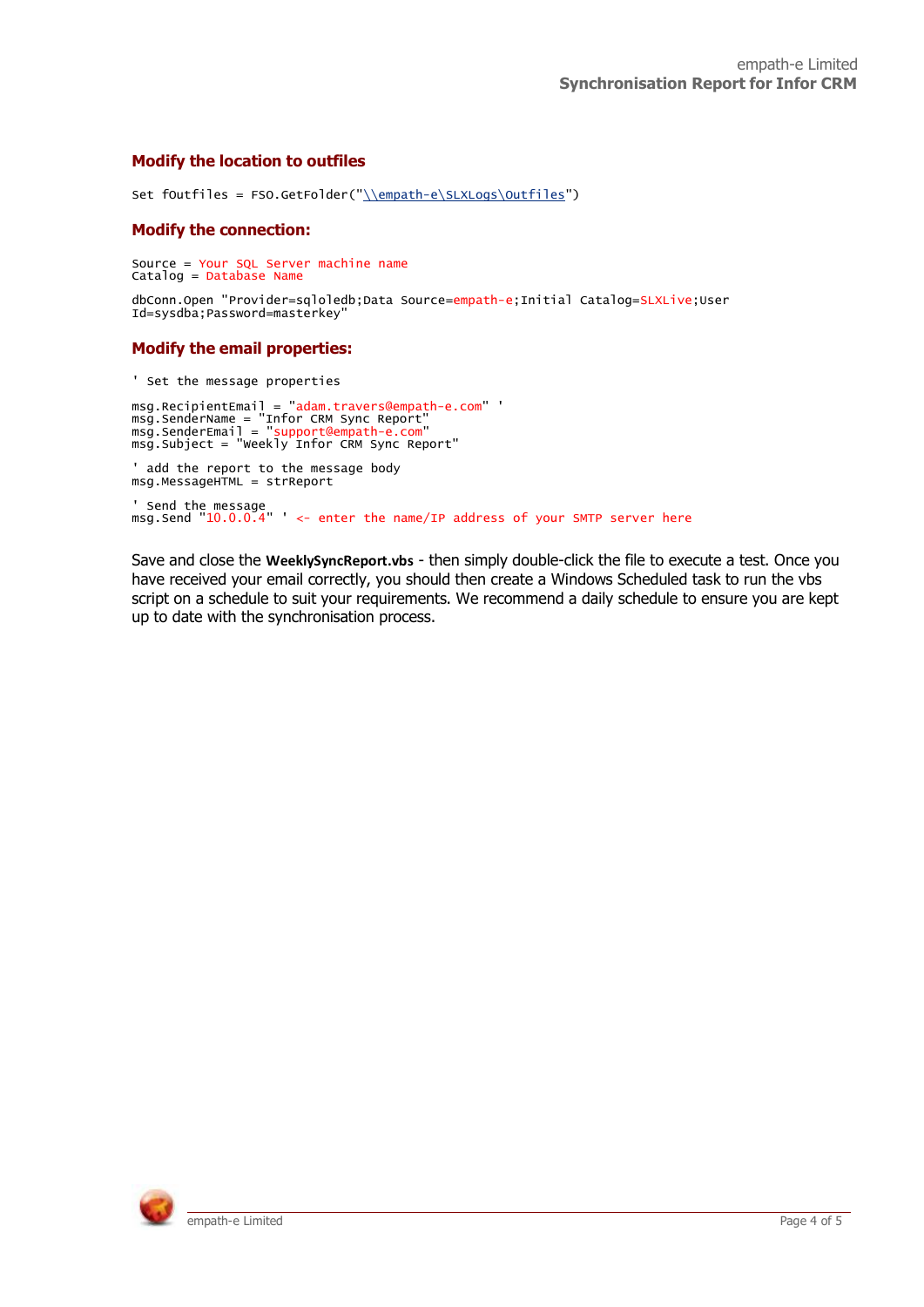## Modify the location to outfiles

```
Set fOutfiles = FSO.GetFolder("\\empath-e\SLXLogs\Outfiles")
```

## Modify the connection:

```
Source = Your SQL Server machine name
Catalog = Database Name

dbConn.Open "Provider=sqloledb;Data Source=empath-e;Initial Catalog=SLXLive;User
Id=sysdba;Password=masterkey"
```

## Modify the email properties:

```
' Set the message properties

msg.RecipientEmail = "adam.travers@empath-e.com" '
msg.SenderName = "Infor CRM Sync Report"
msg.SenderEmail = "support@empath-e.com"
msg.Subject = "Weekly Infor CRM Sync Report"

' add the report to the message body
msg.MessageHTML = strReport

' Send the message
msg.Send "10.0.0.4" ' <- enter the name/IP address of your SMTP server here
```

Save and close the **WeeklySyncReport.vbs** - then simply double-click the file to execute a test. Once you have received your email correctly, you should then create a Windows Scheduled task to run the vbs script on a schedule to suit your requirements. We recommend a daily schedule to ensure you are kept up to date with the synchronisation process.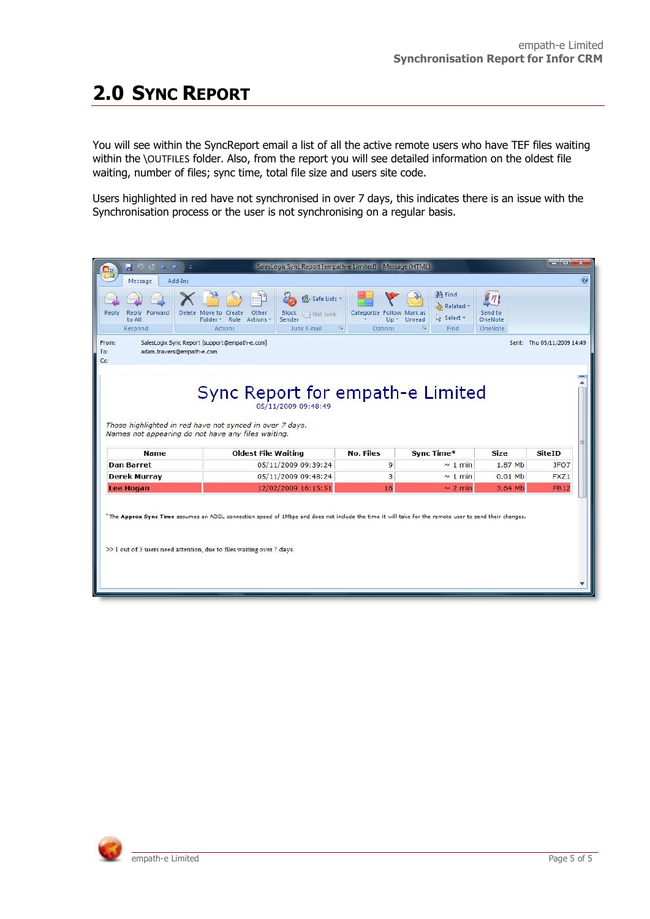## 2.0 Sync Report

You will see within the SyncReport email a list of all the active remote users who have TEF files waiting within the \OUTFILES folder. Also, from the report you will see detailed information on the oldest file waiting, number of files; sync time, total file size and users site code.

Users highlighted in red have not synchronised in over 7 days, this indicates there is an issue with the Synchronisation process or the user is not synchronising on a regular basis.

SalesLogix Sync Report [empath-e Limited] - Message (HTML)

From: SalesLogix Sync Report [support@empath-e.com]
To: adam.travers@empath-e.com
Cc:
Sent: Thu 05/11/2009 14:49

Sync Report for empath-e Limited
05/11/2009 09:48:49

*Those highlighted in red have not synced in over 7 days.*
*Names not appearing do not have any files waiting.*

| Name | Oldest File Waiting | No. Files | Sync Time* | Size | SiteID |
|---|---|---|---|---|---|
| Dan Barret | 05/11/2009 09:39:24 | 9 | ~ 1 min | 1.87 Mb | JFO7 |
| Derek Murray | 05/11/2009 09:48:24 | 3 | ~ 1 min | 0.01 Mb | FXZ1 |
| Lee Hogan | 12/02/2009 16:15:51 | 16 | ~ 2 min | 3.64 Mb | FB12 |

*The **Approx Sync Time** assumes an ADSL connection speed of 1Mbps and does not include the time it will take for the remote user to send their changes.

>> 1 out of 3 users need attention, due to files waiting over 7 days.